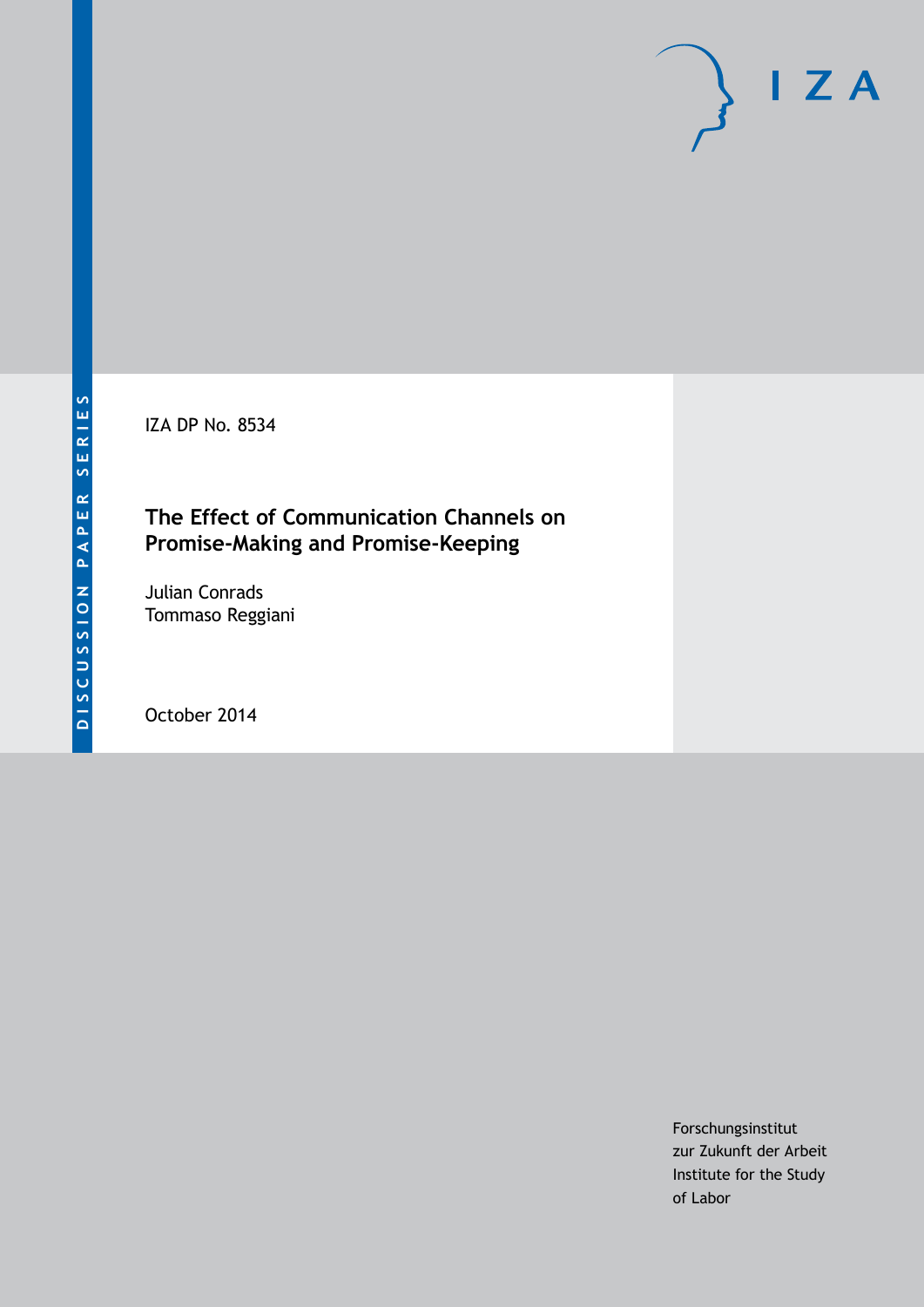IZA DP No. 8534

# The Effect of Communication Channels on Promise-Making and Promise-Keeping

Julian Conrads
Tommaso Reggiani

October 2014

Forschungsinstitut
zur Zukunft der Arbeit
Institute for the Study
of Labor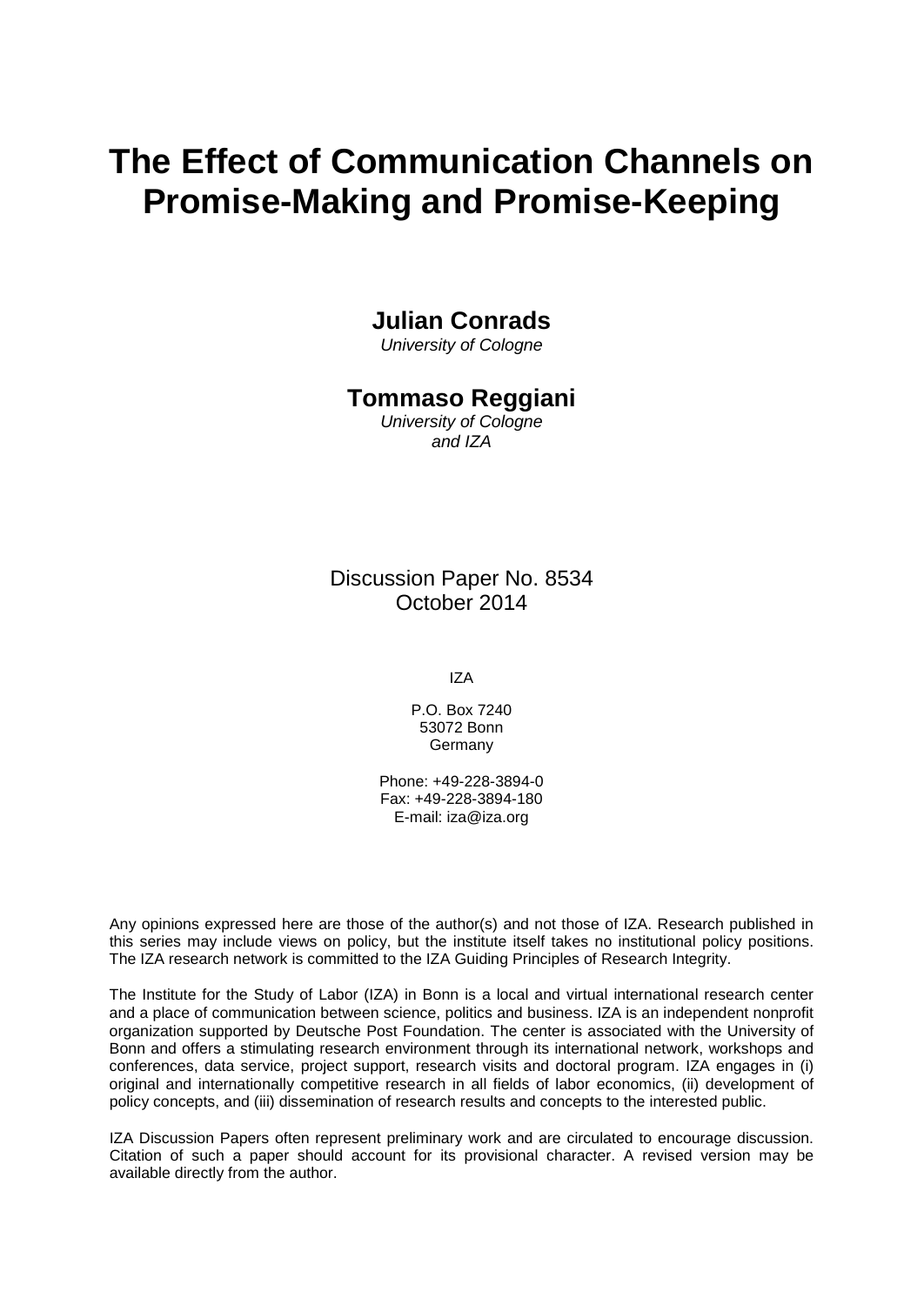# The Effect of Communication Channels on Promise-Making and Promise-Keeping

**Julian Conrads**  
*University of Cologne*

**Tommaso Reggiani**  
*University of Cologne and IZA*

Discussion Paper No. 8534  
October 2014

IZA

P.O. Box 7240  
53072 Bonn  
Germany

Phone: +49-228-3894-0  
Fax: +49-228-3894-180  
E-mail: iza@iza.org

Any opinions expressed here are those of the author(s) and not those of IZA. Research published in this series may include views on policy, but the institute itself takes no institutional policy positions. The IZA research network is committed to the IZA Guiding Principles of Research Integrity.

The Institute for the Study of Labor (IZA) in Bonn is a local and virtual international research center and a place of communication between science, politics and business. IZA is an independent nonprofit organization supported by Deutsche Post Foundation. The center is associated with the University of Bonn and offers a stimulating research environment through its international network, workshops and conferences, data service, project support, research visits and doctoral program. IZA engages in (i) original and internationally competitive research in all fields of labor economics, (ii) development of policy concepts, and (iii) dissemination of research results and concepts to the interested public.

IZA Discussion Papers often represent preliminary work and are circulated to encourage discussion. Citation of such a paper should account for its provisional character. A revised version may be available directly from the author.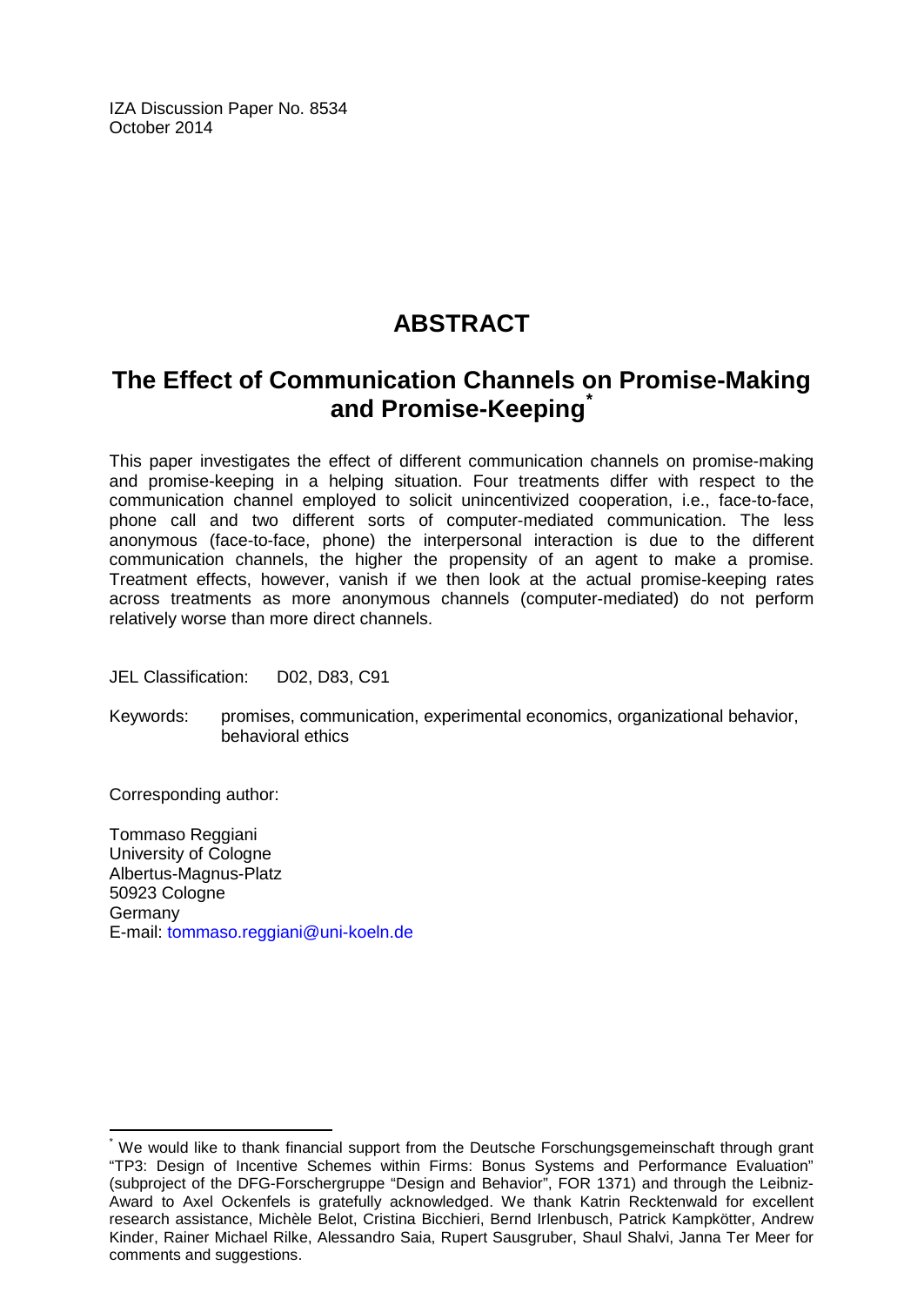IZA Discussion Paper No. 8534
October 2014

# ABSTRACT

## The Effect of Communication Channels on Promise-Making and Promise-Keeping[*]

This paper investigates the effect of different communication channels on promise-making and promise-keeping in a helping situation. Four treatments differ with respect to the communication channel employed to solicit unincentivized cooperation, i.e., face-to-face, phone call and two different sorts of computer-mediated communication. The less anonymous (face-to-face, phone) the interpersonal interaction is due to the different communication channels, the higher the propensity of an agent to make a promise. Treatment effects, however, vanish if we then look at the actual promise-keeping rates across treatments as more anonymous channels (computer-mediated) do not perform relatively worse than more direct channels.

JEL Classification: D02, D83, C91

Keywords: promises, communication, experimental economics, organizational behavior, behavioral ethics

Corresponding author:

Tommaso Reggiani
University of Cologne
Albertus-Magnus-Platz
50923 Cologne
Germany
E-mail: tommaso.reggiani@uni-koeln.de

---

[*] We would like to thank financial support from the Deutsche Forschungsgemeinschaft through grant "TP3: Design of Incentive Schemes within Firms: Bonus Systems and Performance Evaluation" (subproject of the DFG-Forschergruppe "Design and Behavior", FOR 1371) and through the Leibniz-Award to Axel Ockenfels is gratefully acknowledged. We thank Katrin Recktenwald for excellent research assistance, Michèle Belot, Cristina Bicchieri, Bernd Irlenbusch, Patrick Kampkötter, Andrew Kinder, Rainer Michael Rilke, Alessandro Saia, Rupert Sausgruber, Shaul Shalvi, Janna Ter Meer for comments and suggestions.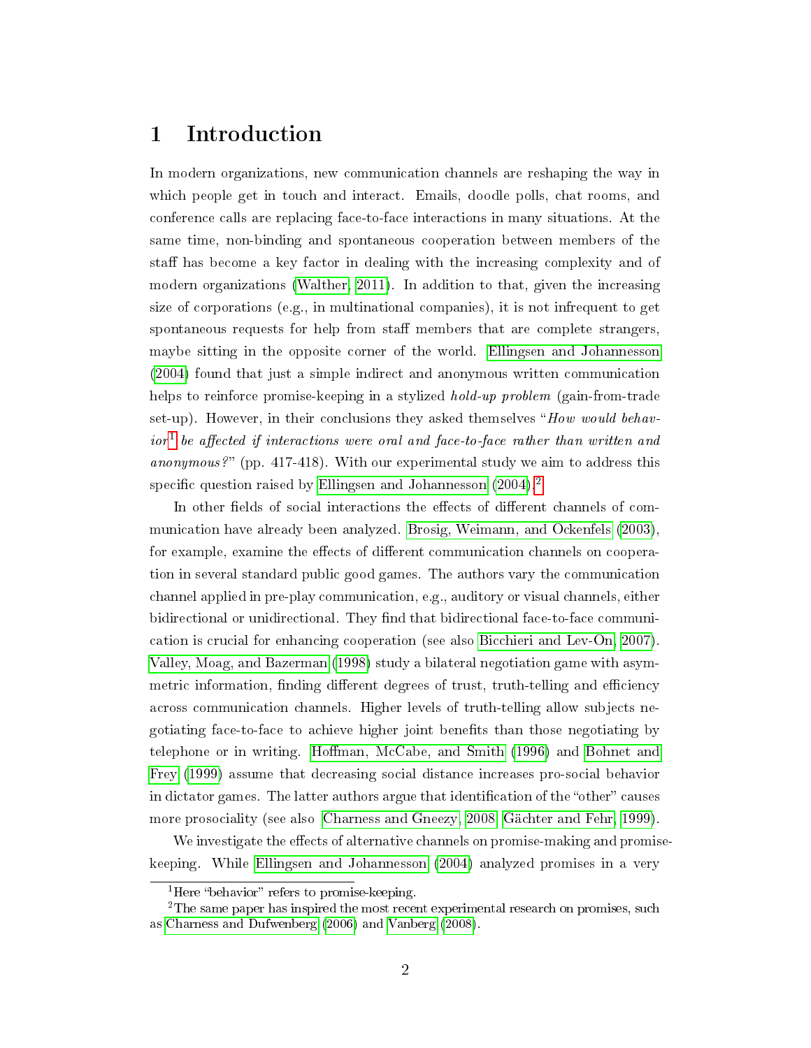# 1 Introduction

In modern organizations, new communication channels are reshaping the way in which people get in touch and interact. Emails, doodle polls, chat rooms, and conference calls are replacing face-to-face interactions in many situations. At the same time, non-binding and spontaneous cooperation between members of the staff has become a key factor in dealing with the increasing complexity and of modern organizations (Walther, 2011). In addition to that, given the increasing size of corporations (e.g., in multinational companies), it is not infrequent to get spontaneous requests for help from staff members that are complete strangers, maybe sitting in the opposite corner of the world. Ellingsen and Johannesson (2004) found that just a simple indirect and anonymous written communication helps to reinforce promise-keeping in a stylized *hold-up problem* (gain-from-trade set-up). However, in their conclusions they asked themselves "*How would behavior*[1] *be affected if interactions were oral and face-to-face rather than written and anonymous?*" (pp. 417-418). With our experimental study we aim to address this specific question raised by Ellingsen and Johannesson (2004).[2]

In other fields of social interactions the effects of different channels of communication have already been analyzed. Brosig, Weimann, and Ockenfels (2003), for example, examine the effects of different communication channels on cooperation in several standard public good games. The authors vary the communication channel applied in pre-play communication, e.g., auditory or visual channels, either bidirectional or unidirectional. They find that bidirectional face-to-face communication is crucial for enhancing cooperation (see also Bicchieri and Lev-On, 2007). Valley, Moag, and Bazerman (1998) study a bilateral negotiation game with asymmetric information, finding different degrees of trust, truth-telling and efficiency across communication channels. Higher levels of truth-telling allow subjects negotiating face-to-face to achieve higher joint benefits than those negotiating by telephone or in writing. Hoffman, McCabe, and Smith (1996) and Bohnet and Frey (1999) assume that decreasing social distance increases pro-social behavior in dictator games. The latter authors argue that identification of the "other" causes more prosociality (see also Charness and Gneezy, 2008; Gächter and Fehr, 1999).

We investigate the effects of alternative channels on promise-making and promise-keeping. While Ellingsen and Johannesson (2004) analyzed promises in a very

[1] Here "behavior" refers to promise-keeping.

[2] The same paper has inspired the most recent experimental research on promises, such as Charness and Dufwenberg (2006) and Vanberg (2008).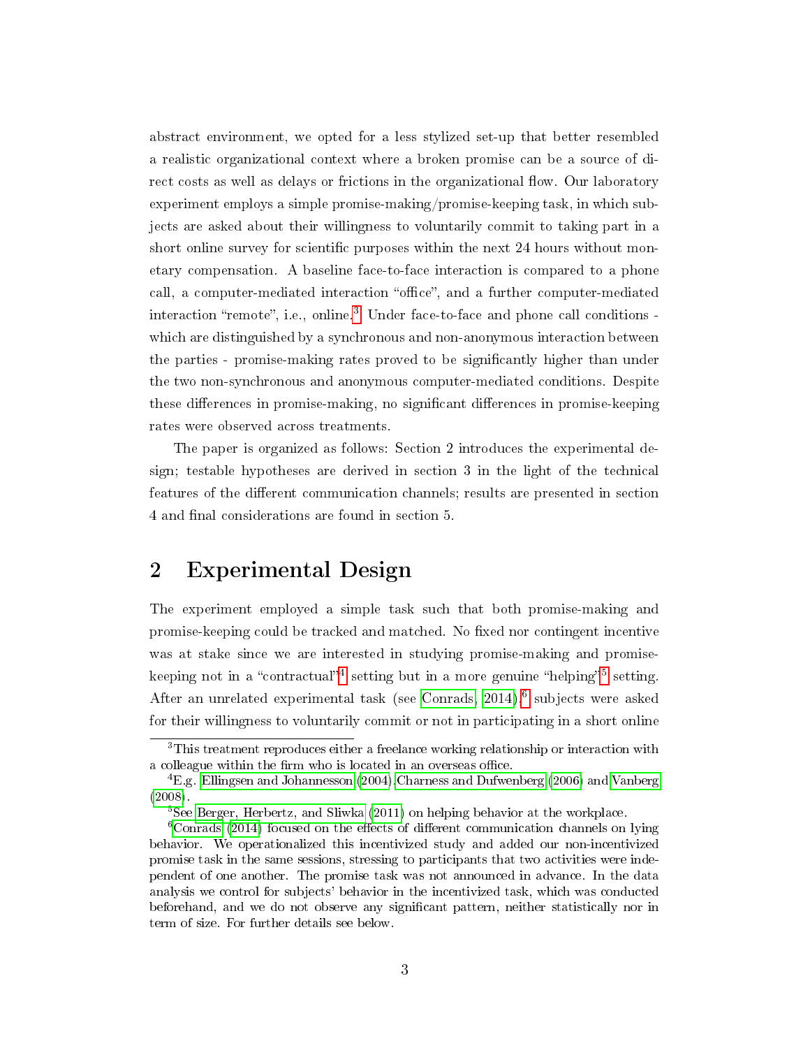abstract environment, we opted for a less stylized set-up that better resembled a realistic organizational context where a broken promise can be a source of direct costs as well as delays or frictions in the organizational flow. Our laboratory experiment employs a simple promise-making/promise-keeping task, in which subjects are asked about their willingness to voluntarily commit to taking part in a short online survey for scientific purposes within the next 24 hours without monetary compensation. A baseline face-to-face interaction is compared to a phone call, a computer-mediated interaction "office", and a further computer-mediated interaction "remote", i.e., online.[3] Under face-to-face and phone call conditions - which are distinguished by a synchronous and non-anonymous interaction between the parties - promise-making rates proved to be significantly higher than under the two non-synchronous and anonymous computer-mediated conditions. Despite these differences in promise-making, no significant differences in promise-keeping rates were observed across treatments.

The paper is organized as follows: Section 2 introduces the experimental design; testable hypotheses are derived in section 3 in the light of the technical features of the different communication channels; results are presented in section 4 and final considerations are found in section 5.

## 2 Experimental Design

The experiment employed a simple task such that both promise-making and promise-keeping could be tracked and matched. No fixed nor contingent incentive was at stake since we are interested in studying promise-making and promise-keeping not in a "contractual"[4] setting but in a more genuine "helping"[5] setting. After an unrelated experimental task (see Conrads, 2014),[6] subjects were asked for their willingness to voluntarily commit or not in participating in a short online

[3] This treatment reproduces either a freelance working relationship or interaction with a colleague within the firm who is located in an overseas office.

[4] E.g. Ellingsen and Johannesson (2004), Charness and Dufwenberg (2006) and Vanberg (2008).

[5] See Berger, Herbertz, and Sliwka (2011) on helping behavior at the workplace.

[6] Conrads (2014) focused on the effects of different communication channels on lying behavior. We operationalized this incentivized study and added our non-incentivized promise task in the same sessions, stressing to participants that two activities were independent of one another. The promise task was not announced in advance. In the data analysis we control for subjects' behavior in the incentivized task, which was conducted beforehand, and we do not observe any significant pattern, neither statistically nor in term of size. For further details see below.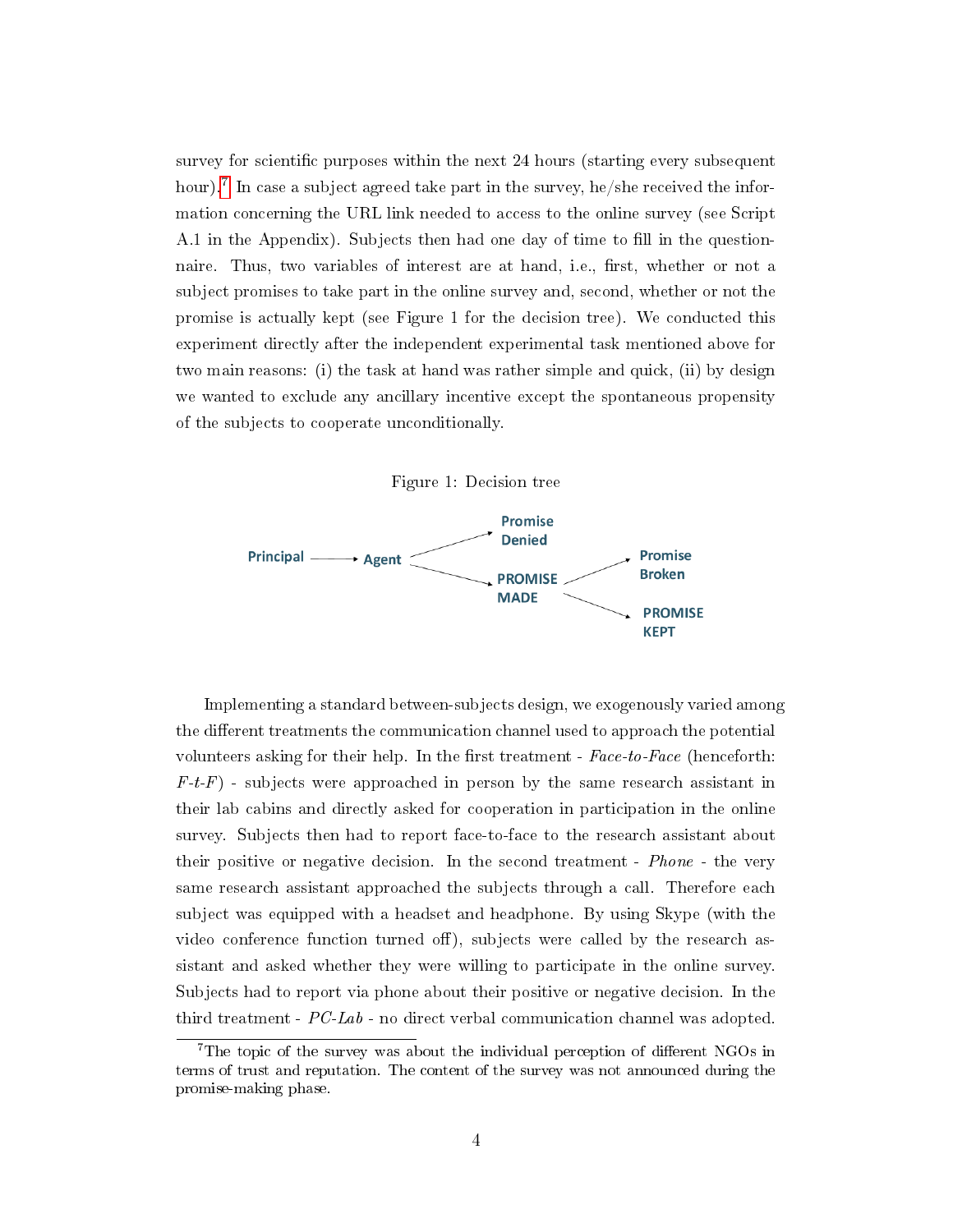survey for scientific purposes within the next 24 hours (starting every subsequent hour).[7] In case a subject agreed take part in the survey, he/she received the information concerning the URL link needed to access to the online survey (see Script A.1 in the Appendix). Subjects then had one day of time to fill in the questionnaire. Thus, two variables of interest are at hand, i.e., first, whether or not a subject promises to take part in the online survey and, second, whether or not the promise is actually kept (see Figure 1 for the decision tree). We conducted this experiment directly after the independent experimental task mentioned above for two main reasons: (i) the task at hand was rather simple and quick, (ii) by design we wanted to exclude any ancillary incentive except the spontaneous propensity of the subjects to cooperate unconditionally.

Figure 1: Decision tree

Principal → Agent → Promise Denied / PROMISE MADE → Promise Broken / PROMISE KEPT

Implementing a standard between-subjects design, we exogenously varied among the different treatments the communication channel used to approach the potential volunteers asking for their help. In the first treatment - *Face-to-Face* (henceforth: *F-t-F*) - subjects were approached in person by the same research assistant in their lab cabins and directly asked for cooperation in participation in the online survey. Subjects then had to report face-to-face to the research assistant about their positive or negative decision. In the second treatment - *Phone* - the very same research assistant approached the subjects through a call. Therefore each subject was equipped with a headset and headphone. By using Skype (with the video conference function turned off), subjects were called by the research assistant and asked whether they were willing to participate in the online survey. Subjects had to report via phone about their positive or negative decision. In the third treatment - *PC-Lab* - no direct verbal communication channel was adopted.

[7] The topic of the survey was about the individual perception of different NGOs in terms of trust and reputation. The content of the survey was not announced during the promise-making phase.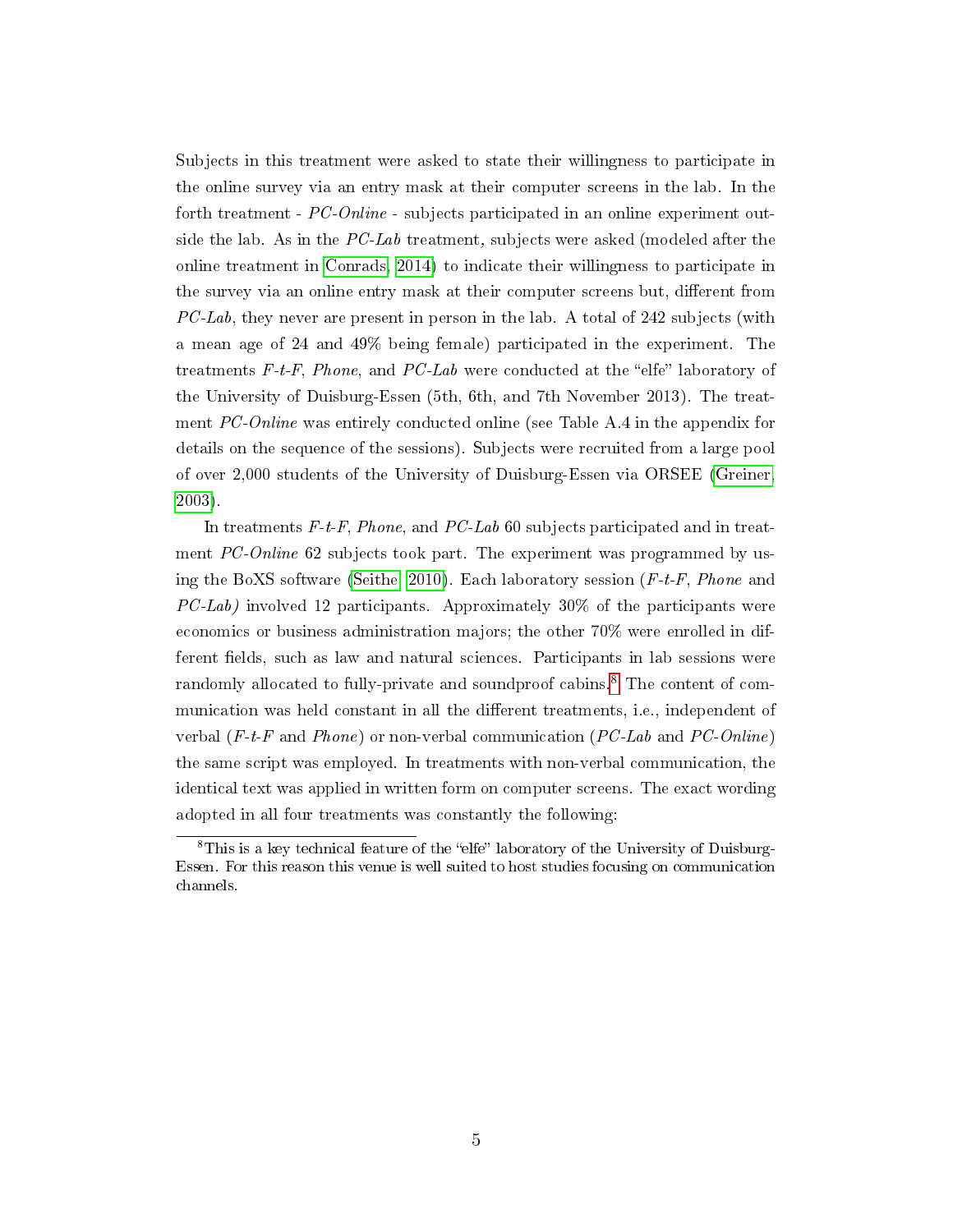Subjects in this treatment were asked to state their willingness to participate in the online survey via an entry mask at their computer screens in the lab. In the forth treatment - *PC-Online* - subjects participated in an online experiment outside the lab. As in the *PC-Lab* treatment, subjects were asked (modeled after the online treatment in Conrads, 2014) to indicate their willingness to participate in the survey via an online entry mask at their computer screens but, different from *PC-Lab*, they never are present in person in the lab. A total of 242 subjects (with a mean age of 24 and 49% being female) participated in the experiment. The treatments *F-t-F*, *Phone*, and *PC-Lab* were conducted at the "elfe" laboratory of the University of Duisburg-Essen (5th, 6th, and 7th November 2013). The treatment *PC-Online* was entirely conducted online (see Table A.4 in the appendix for details on the sequence of the sessions). Subjects were recruited from a large pool of over 2,000 students of the University of Duisburg-Essen via ORSEE (Greiner, 2003).

In treatments *F-t-F*, *Phone*, and *PC-Lab* 60 subjects participated and in treatment *PC-Online* 62 subjects took part. The experiment was programmed by using the BoXS software (Seithe, 2010). Each laboratory session (*F-t-F*, *Phone* and *PC-Lab)* involved 12 participants. Approximately 30% of the participants were economics or business administration majors; the other 70% were enrolled in different fields, such as law and natural sciences. Participants in lab sessions were randomly allocated to fully-private and soundproof cabins.[8] The content of communication was held constant in all the different treatments, i.e., independent of verbal (*F-t-F* and *Phone*) or non-verbal communication (*PC-Lab* and *PC-Online*) the same script was employed. In treatments with non-verbal communication, the identical text was applied in written form on computer screens. The exact wording adopted in all four treatments was constantly the following:

[8] This is a key technical feature of the "elfe" laboratory of the University of Duisburg-Essen. For this reason this venue is well suited to host studies focusing on communication channels.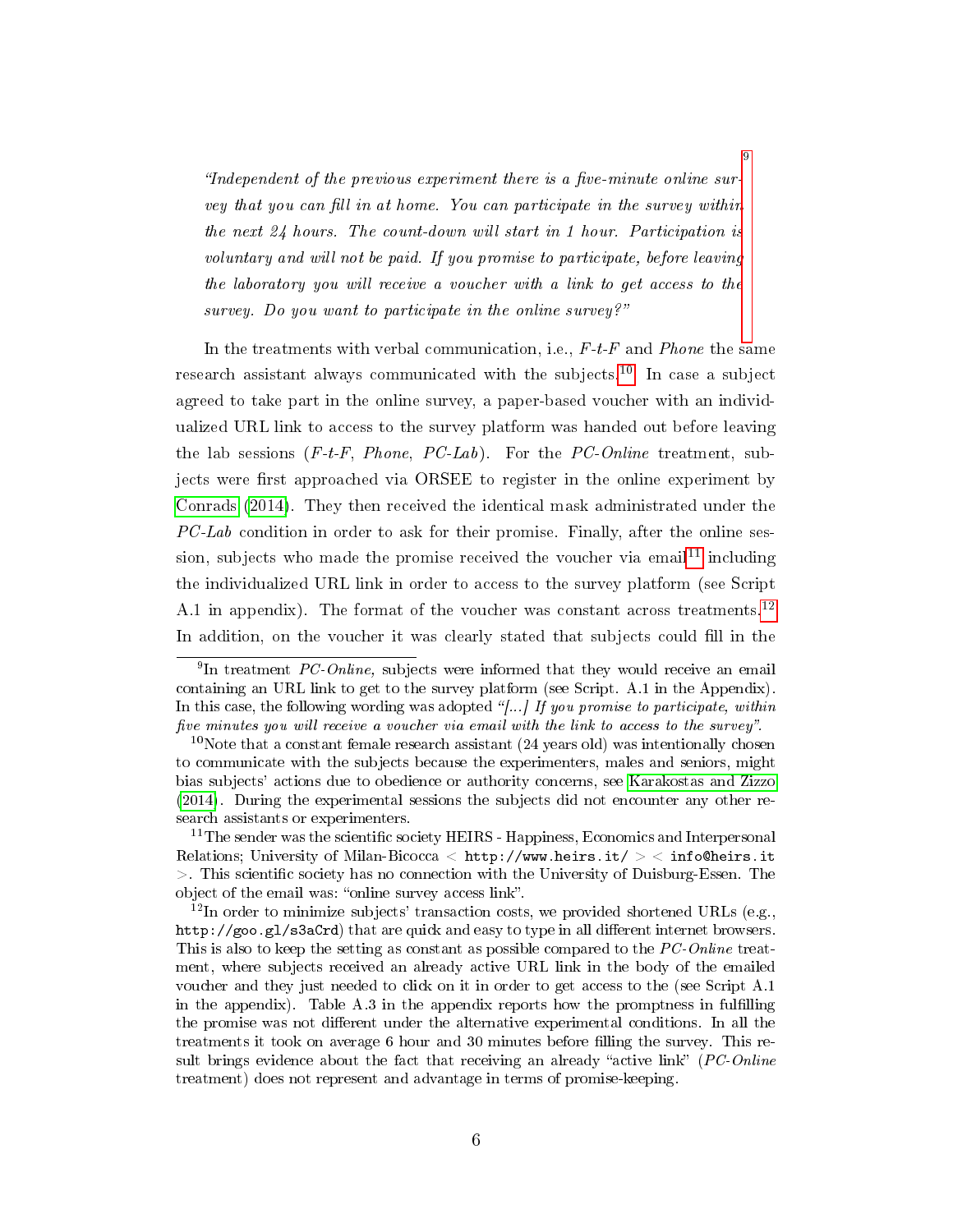*"Independent of the previous experiment there is a five-minute online survey that you can fill in at home. You can participate in the survey within the next 24 hours. The count-down will start in 1 hour. Participation is voluntary and will not be paid. If you promise to participate, before leaving the laboratory you will receive a voucher with a link to get access to the survey. Do you want to participate in the online survey?"*[9]

In the treatments with verbal communication, i.e., *F-t-F* and *Phone* the same research assistant always communicated with the subjects.[10] In case a subject agreed to take part in the online survey, a paper-based voucher with an individualized URL link to access to the survey platform was handed out before leaving the lab sessions (*F-t-F*, *Phone*, *PC-Lab*). For the *PC-Online* treatment, subjects were first approached via ORSEE to register in the online experiment by Conrads (2014). They then received the identical mask administrated under the *PC-Lab* condition in order to ask for their promise. Finally, after the online session, subjects who made the promise received the voucher via email[11] including the individualized URL link in order to access to the survey platform (see Script A.1 in appendix). The format of the voucher was constant across treatments.[12] In addition, on the voucher it was clearly stated that subjects could fill in the

---

[9] In treatment *PC-Online*, subjects were informed that they would receive an email containing an URL link to get to the survey platform (see Script. A.1 in the Appendix). In this case, the following wording was adopted *"[...] If you promise to participate, within five minutes you will receive a voucher via email with the link to access to the survey"*.

[10] Note that a constant female research assistant (24 years old) was intentionally chosen to communicate with the subjects because the experimenters, males and seniors, might bias subjects' actions due to obedience or authority concerns, see Karakostas and Zizzo (2014). During the experimental sessions the subjects did not encounter any other research assistants or experimenters.

[11] The sender was the scientific society HEIRS - Happiness, Economics and Interpersonal Relations; University of Milan-Bicocca < `http://www.heirs.it/` > < `info@heirs.it` >. This scientific society has no connection with the University of Duisburg-Essen. The object of the email was: "online survey access link".

[12] In order to minimize subjects' transaction costs, we provided shortened URLs (e.g., `http://goo.gl/s3aCrd`) that are quick and easy to type in all different internet browsers. This is also to keep the setting as constant as possible compared to the *PC-Online* treatment, where subjects received an already active URL link in the body of the emailed voucher and they just needed to click on it in order to get access to the (see Script A.1 in the appendix). Table A.3 in the appendix reports how the promptness in fulfilling the promise was not different under the alternative experimental conditions. In all the treatments it took on average 6 hour and 30 minutes before filling the survey. This result brings evidence about the fact that receiving an already "active link" (*PC-Online* treatment) does not represent and advantage in terms of promise-keeping.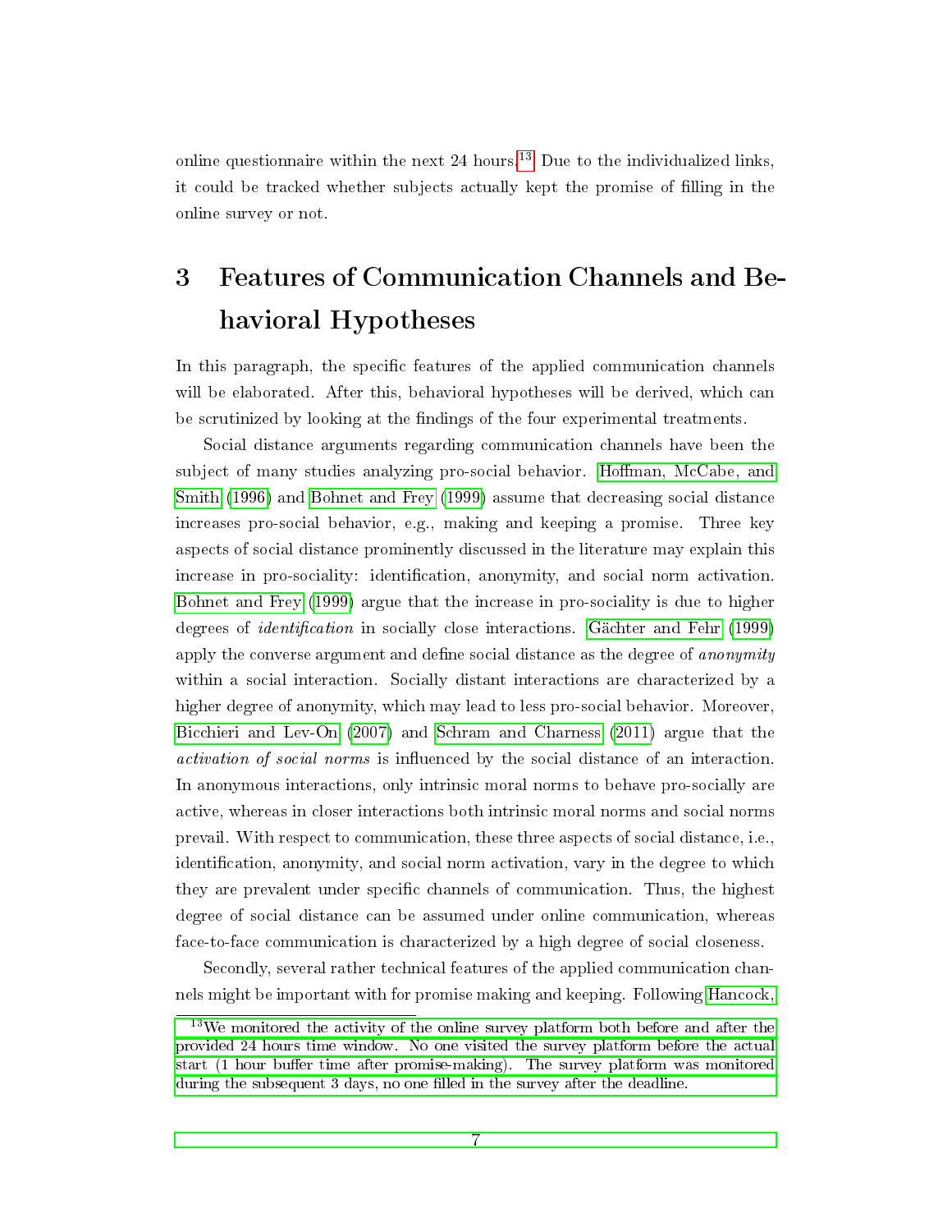online questionnaire within the next 24 hours.[13] Due to the individualized links, it could be tracked whether subjects actually kept the promise of filling in the online survey or not.

# 3 Features of Communication Channels and Behavioral Hypotheses

In this paragraph, the specific features of the applied communication channels will be elaborated. After this, behavioral hypotheses will be derived, which can be scrutinized by looking at the findings of the four experimental treatments.

Social distance arguments regarding communication channels have been the subject of many studies analyzing pro-social behavior. Hoffman, McCabe, and Smith (1996) and Bohnet and Frey (1999) assume that decreasing social distance increases pro-social behavior, e.g., making and keeping a promise. Three key aspects of social distance prominently discussed in the literature may explain this increase in pro-sociality: identification, anonymity, and social norm activation. Bohnet and Frey (1999) argue that the increase in pro-sociality is due to higher degrees of *identification* in socially close interactions. Gächter and Fehr (1999) apply the converse argument and define social distance as the degree of *anonymity* within a social interaction. Socially distant interactions are characterized by a higher degree of anonymity, which may lead to less pro-social behavior. Moreover, Bicchieri and Lev-On (2007) and Schram and Charness (2011) argue that the *activation of social norms* is influenced by the social distance of an interaction. In anonymous interactions, only intrinsic moral norms to behave pro-socially are active, whereas in closer interactions both intrinsic moral norms and social norms prevail. With respect to communication, these three aspects of social distance, i.e., identification, anonymity, and social norm activation, vary in the degree to which they are prevalent under specific channels of communication. Thus, the highest degree of social distance can be assumed under online communication, whereas face-to-face communication is characterized by a high degree of social closeness.

Secondly, several rather technical features of the applied communication channels might be important with for promise making and keeping. Following Hancock,

[13] We monitored the activity of the online survey platform both before and after the provided 24 hours time window. No one visited the survey platform before the actual start (1 hour buffer time after promise-making). The survey platform was monitored during the subsequent 3 days, no one filled in the survey after the deadline.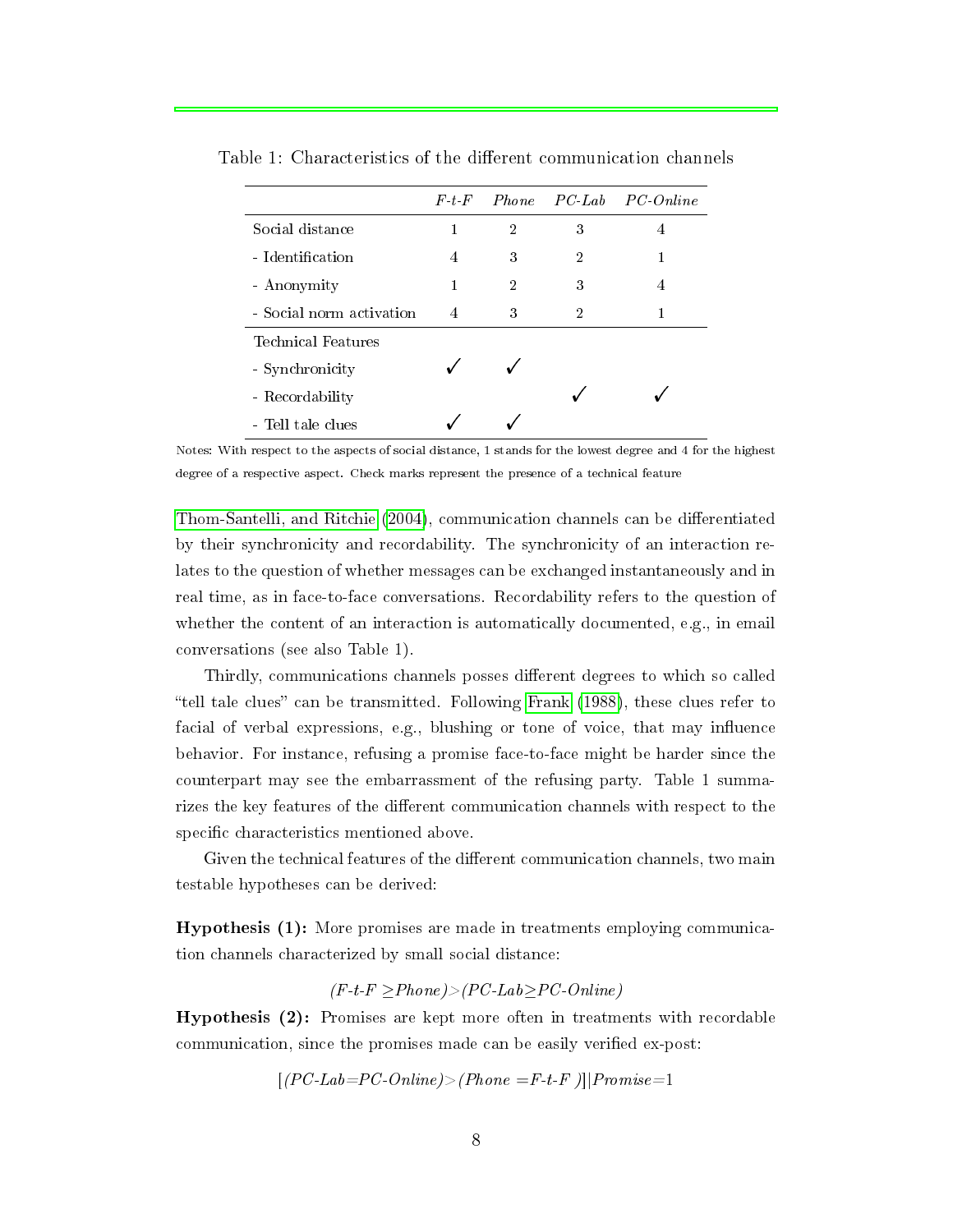Table 1: Characteristics of the different communication channels

| | *F-t-F* | *Phone* | *PC-Lab* | *PC-Online* |
|---|---|---|---|---|
| Social distance | 1 | 2 | 3 | 4 |
| - Identification | 4 | 3 | 2 | 1 |
| - Anonymity | 1 | 2 | 3 | 4 |
| - Social norm activation | 4 | 3 | 2 | 1 |
| Technical Features | | | | |
| - Synchronicity | ✓ | ✓ | | |
| - Recordability | | | ✓ | ✓ |
| - Tell tale clues | ✓ | ✓ | | |

Notes: With respect to the aspects of social distance, 1 stands for the lowest degree and 4 for the highest degree of a respective aspect. Check marks represent the presence of a technical feature

Thom-Santelli, and Ritchie (2004), communication channels can be differentiated by their synchronicity and recordability. The synchronicity of an interaction relates to the question of whether messages can be exchanged instantaneously and in real time, as in face-to-face conversations. Recordability refers to the question of whether the content of an interaction is automatically documented, e.g., in email conversations (see also Table 1).

Thirdly, communications channels posses different degrees to which so called "tell tale clues" can be transmitted. Following Frank (1988), these clues refer to facial of verbal expressions, e.g., blushing or tone of voice, that may influence behavior. For instance, refusing a promise face-to-face might be harder since the counterpart may see the embarrassment of the refusing party. Table 1 summarizes the key features of the different communication channels with respect to the specific characteristics mentioned above.

Given the technical features of the different communication channels, two main testable hypotheses can be derived:

**Hypothesis (1):** More promises are made in treatments employing communication channels characterized by small social distance:

$$(F\text{-}t\text{-}F \geq Phone) > (PC\text{-}Lab \geq PC\text{-}Online)$$

**Hypothesis (2):** Promises are kept more often in treatments with recordable communication, since the promises made can be easily verified ex-post:

$$[(PC\text{-}Lab = PC\text{-}Online) > (Phone = F\text{-}t\text{-}F)] | Promise = 1$$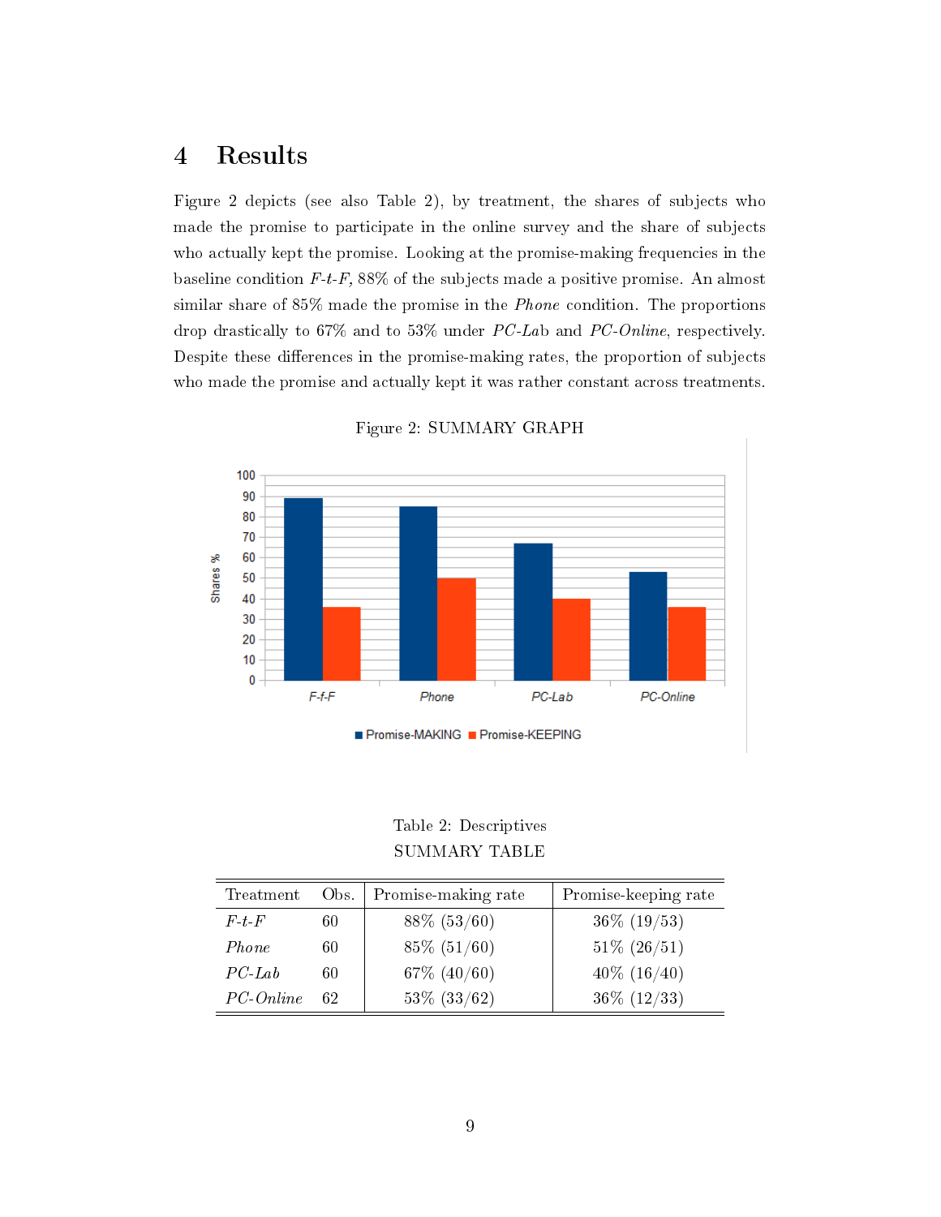# 4 Results

Figure 2 depicts (see also Table 2), by treatment, the shares of subjects who made the promise to participate in the online survey and the share of subjects who actually kept the promise. Looking at the promise-making frequencies in the baseline condition *F-t-F*, 88% of the subjects made a positive promise. An almost similar share of 85% made the promise in the *Phone* condition. The proportions drop drastically to 67% and to 53% under *PC-Lab* and *PC-Online*, respectively. Despite these differences in the promise-making rates, the proportion of subjects who made the promise and actually kept it was rather constant across treatments.

Figure 2: SUMMARY GRAPH

Table 2: Descriptives
SUMMARY TABLE

| Treatment | Obs. | Promise-making rate | Promise-keeping rate |
|---|---|---|---|
| *F-t-F* | 60 | 88% (53/60) | 36% (19/53) |
| *Phone* | 60 | 85% (51/60) | 51% (26/51) |
| *PC-Lab* | 60 | 67% (40/60) | 40% (16/40) |
| *PC-Online* | 62 | 53% (33/62) | 36% (12/33) |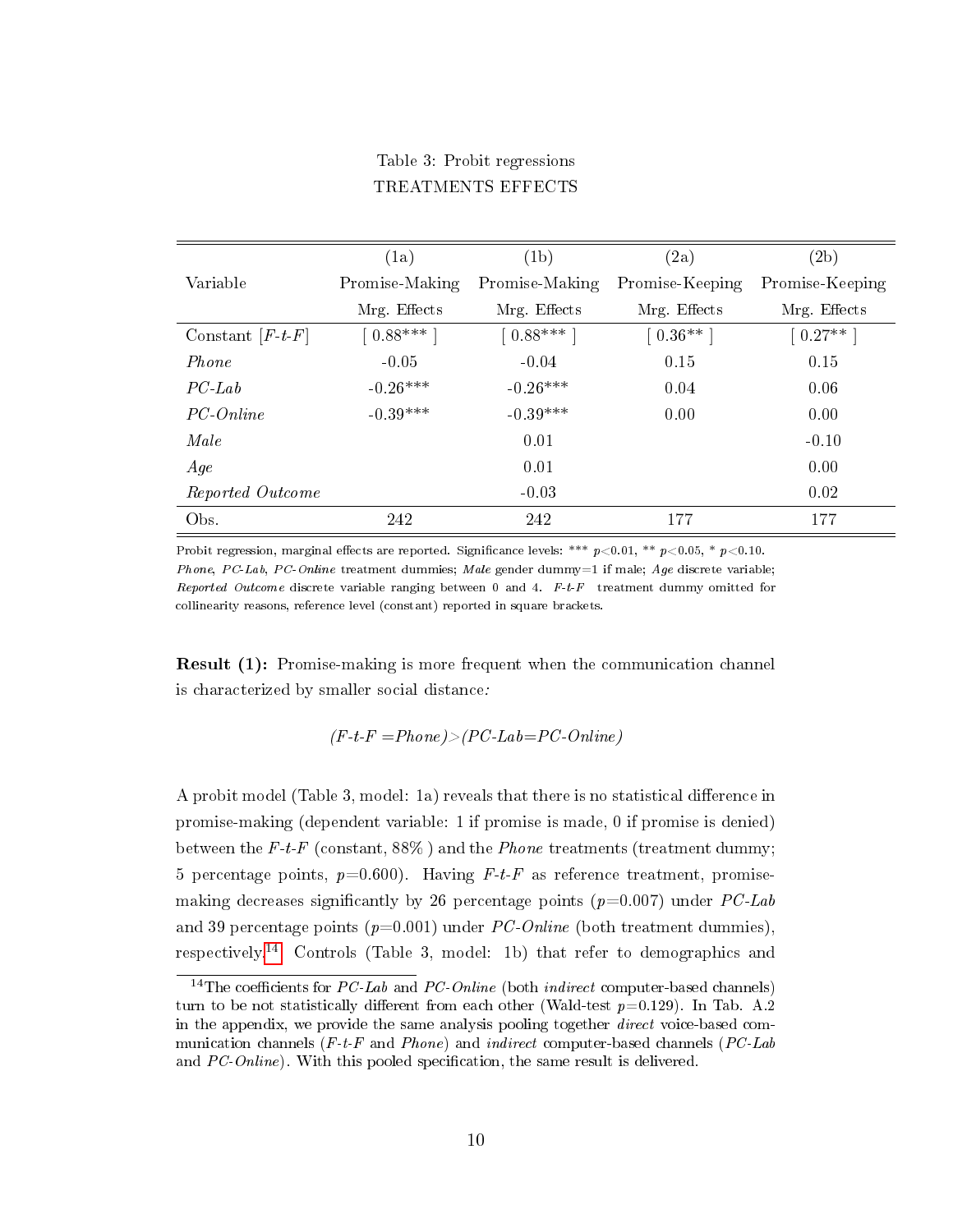Table 3: Probit regressions
TREATMENTS EFFECTS

| Variable | (1a) Promise-Making Mrg. Effects | (1b) Promise-Making Mrg. Effects | (2a) Promise-Keeping Mrg. Effects | (2b) Promise-Keeping Mrg. Effects |
|---|---|---|---|---|
| Constant [*F-t-F*] | [ 0.88*** ] | [ 0.88*** ] | [ 0.36** ] | [ 0.27** ] |
| *Phone* | -0.05 | -0.04 | 0.15 | 0.15 |
| *PC-Lab* | -0.26*** | -0.26*** | 0.04 | 0.06 |
| *PC-Online* | -0.39*** | -0.39*** | 0.00 | 0.00 |
| *Male* | | 0.01 | | -0.10 |
| *Age* | | 0.01 | | 0.00 |
| *Reported Outcome* | | -0.03 | | 0.02 |
| Obs. | 242 | 242 | 177 | 177 |

Probit regression, marginal effects are reported. Significance levels: *** $p<0.01$, ** $p<0.05$, * $p<0.10$. *Phone*, *PC-Lab*, *PC-Online* treatment dummies; *Male* gender dummy=1 if male; *Age* discrete variable; *Reported Outcome* discrete variable ranging between 0 and 4. *F-t-F* treatment dummy omitted for collinearity reasons, reference level (constant) reported in square brackets.

**Result (1):** Promise-making is more frequent when the communication channel is characterized by smaller social distance*:*

$$(F\text{-}t\text{-}F = Phone) > (PC\text{-}Lab = PC\text{-}Online)$$

A probit model (Table 3, model: 1a) reveals that there is no statistical difference in promise-making (dependent variable: 1 if promise is made, 0 if promise is denied) between the *F-t-F* (constant, 88% ) and the *Phone* treatments (treatment dummy; 5 percentage points, $p$=0.600). Having *F-t-F* as reference treatment, promise-making decreases significantly by 26 percentage points ($p$=0.007) under *PC-Lab* and 39 percentage points ($p$=0.001) under *PC-Online* (both treatment dummies), respectively.[14] Controls (Table 3, model: 1b) that refer to demographics and

[14] The coefficients for *PC-Lab* and *PC-Online* (both *indirect* computer-based channels) turn to be not statistically different from each other (Wald-test $p$=0.129). In Tab. A.2 in the appendix, we provide the same analysis pooling together *direct* voice-based communication channels (*F-t-F* and *Phone*) and *indirect* computer-based channels (*PC-Lab* and *PC-Online*). With this pooled specification, the same result is delivered.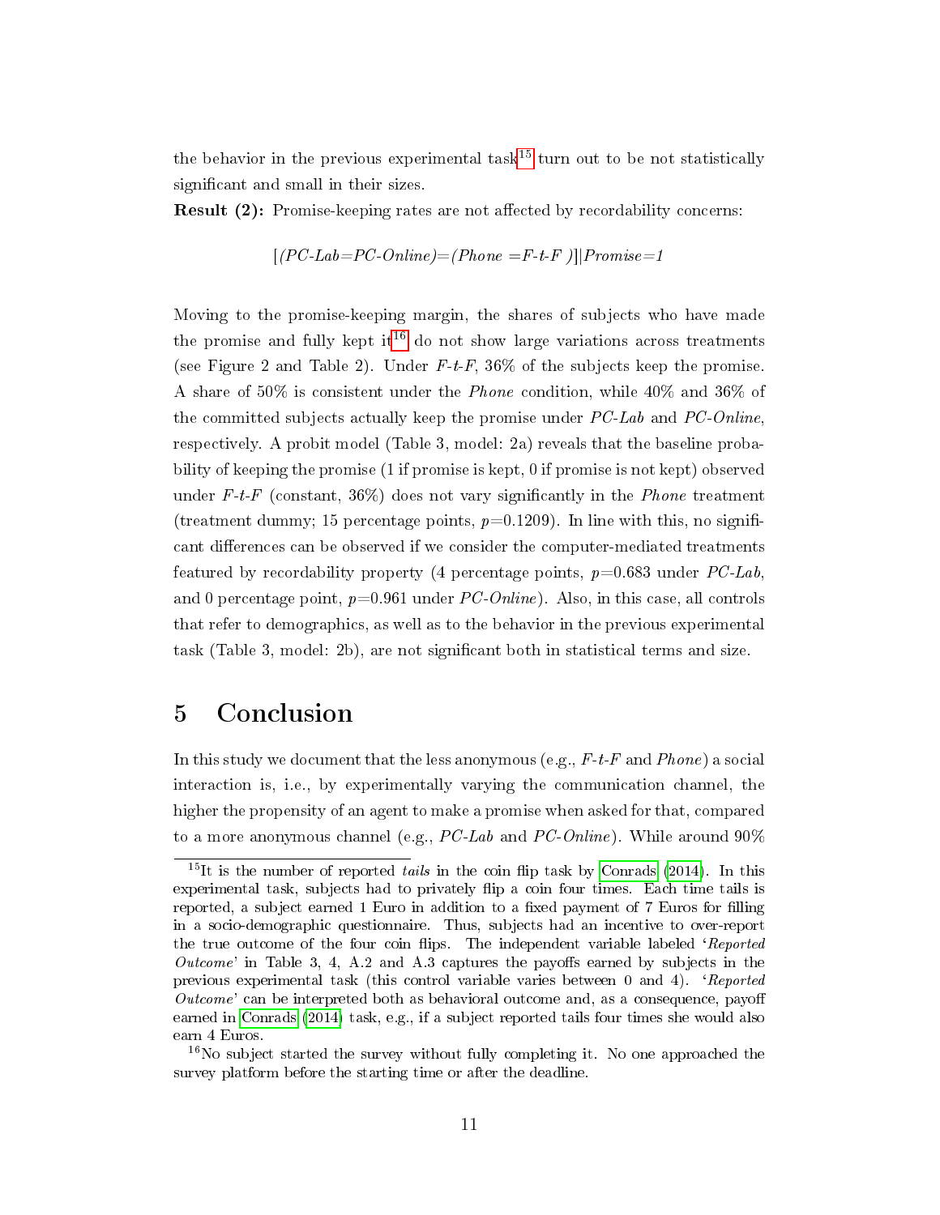the behavior in the previous experimental task[15] turn out to be not statistically significant and small in their sizes.

**Result (2):** Promise-keeping rates are not affected by recordability concerns:

$$[(PC\text{-}Lab{=}PC\text{-}Online){=}(Phone\ {=}F\text{-}t\text{-}F\ )]|Promise{=}1$$

Moving to the promise-keeping margin, the shares of subjects who have made the promise and fully kept it[16] do not show large variations across treatments (see Figure 2 and Table 2). Under *F-t-F*, 36% of the subjects keep the promise. A share of 50% is consistent under the *Phone* condition, while 40% and 36% of the committed subjects actually keep the promise under *PC-Lab* and *PC-Online*, respectively. A probit model (Table 3, model: 2a) reveals that the baseline probability of keeping the promise (1 if promise is kept, 0 if promise is not kept) observed under *F-t-F* (constant, 36%) does not vary significantly in the *Phone* treatment (treatment dummy; 15 percentage points, $p$=0.1209). In line with this, no significant differences can be observed if we consider the computer-mediated treatments featured by recordability property (4 percentage points, $p$=0.683 under *PC-Lab*, and 0 percentage point, $p$=0.961 under *PC-Online*). Also, in this case, all controls that refer to demographics, as well as to the behavior in the previous experimental task (Table 3, model: 2b), are not significant both in statistical terms and size.

## 5 Conclusion

In this study we document that the less anonymous (e.g., *F-t-F* and *Phone*) a social interaction is, i.e., by experimentally varying the communication channel, the higher the propensity of an agent to make a promise when asked for that, compared to a more anonymous channel (e.g., *PC-Lab* and *PC-Online*). While around 90%

[15] It is the number of reported *tails* in the coin flip task by Conrads (2014). In this experimental task, subjects had to privately flip a coin four times. Each time tails is reported, a subject earned 1 Euro in addition to a fixed payment of 7 Euros for filling in a socio-demographic questionnaire. Thus, subjects had an incentive to over-report the true outcome of the four coin flips. The independent variable labeled '*Reported Outcome*' in Table 3, 4, A.2 and A.3 captures the payoffs earned by subjects in the previous experimental task (this control variable varies between 0 and 4). '*Reported Outcome*' can be interpreted both as behavioral outcome and, as a consequence, payoff earned in Conrads (2014) task, e.g., if a subject reported tails four times she would also earn 4 Euros.

[16] No subject started the survey without fully completing it. No one approached the survey platform before the starting time or after the deadline.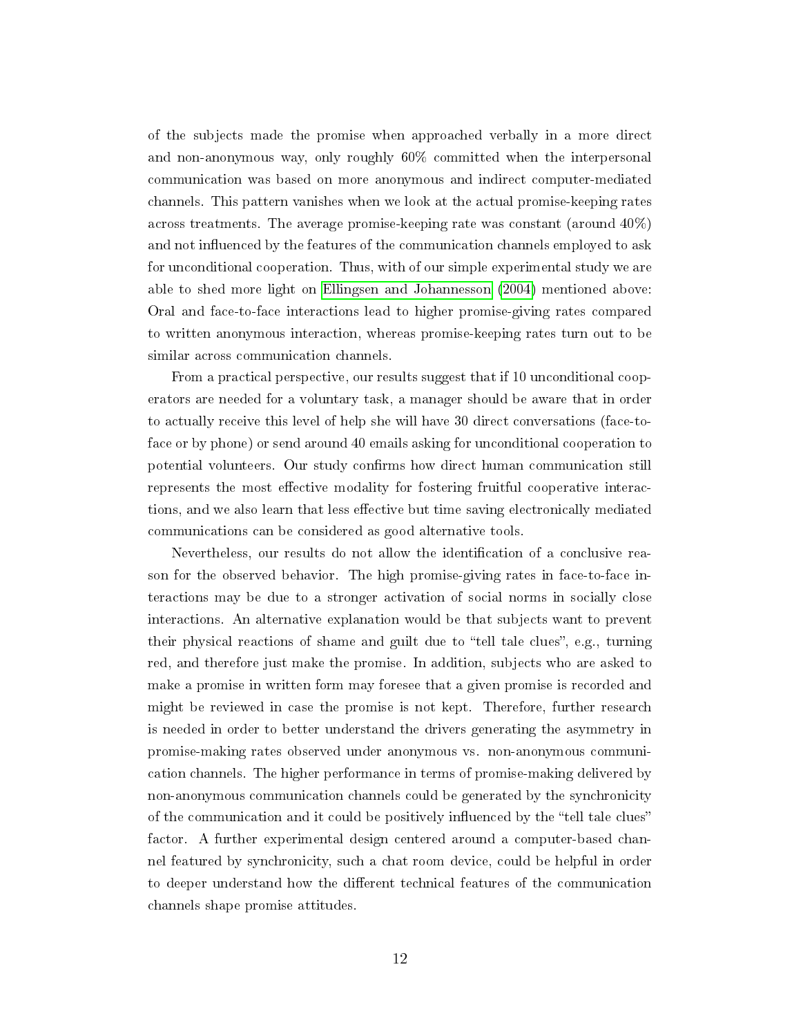of the subjects made the promise when approached verbally in a more direct and non-anonymous way, only roughly 60% committed when the interpersonal communication was based on more anonymous and indirect computer-mediated channels. This pattern vanishes when we look at the actual promise-keeping rates across treatments. The average promise-keeping rate was constant (around 40%) and not influenced by the features of the communication channels employed to ask for unconditional cooperation. Thus, with of our simple experimental study we are able to shed more light on Ellingsen and Johannesson (2004) mentioned above: Oral and face-to-face interactions lead to higher promise-giving rates compared to written anonymous interaction, whereas promise-keeping rates turn out to be similar across communication channels.

From a practical perspective, our results suggest that if 10 unconditional cooperators are needed for a voluntary task, a manager should be aware that in order to actually receive this level of help she will have 30 direct conversations (face-to-face or by phone) or send around 40 emails asking for unconditional cooperation to potential volunteers. Our study confirms how direct human communication still represents the most effective modality for fostering fruitful cooperative interactions, and we also learn that less effective but time saving electronically mediated communications can be considered as good alternative tools.

Nevertheless, our results do not allow the identification of a conclusive reason for the observed behavior. The high promise-giving rates in face-to-face interactions may be due to a stronger activation of social norms in socially close interactions. An alternative explanation would be that subjects want to prevent their physical reactions of shame and guilt due to "tell tale clues", e.g., turning red, and therefore just make the promise. In addition, subjects who are asked to make a promise in written form may foresee that a given promise is recorded and might be reviewed in case the promise is not kept. Therefore, further research is needed in order to better understand the drivers generating the asymmetry in promise-making rates observed under anonymous vs. non-anonymous communication channels. The higher performance in terms of promise-making delivered by non-anonymous communication channels could be generated by the synchronicity of the communication and it could be positively influenced by the "tell tale clues" factor. A further experimental design centered around a computer-based channel featured by synchronicity, such a chat room device, could be helpful in order to deeper understand how the different technical features of the communication channels shape promise attitudes.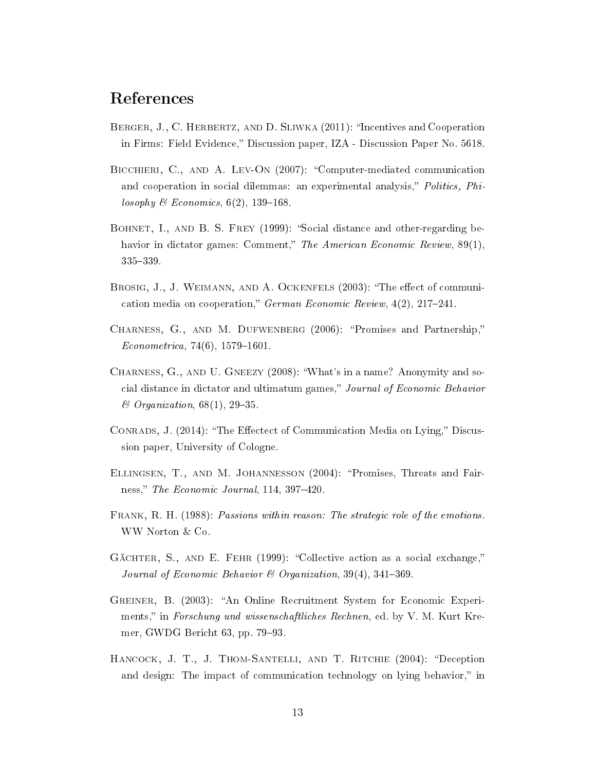# References

Berger, J., C. Herbertz, and D. Sliwka (2011): "Incentives and Cooperation in Firms: Field Evidence," Discussion paper, IZA - Discussion Paper No. 5618.

Bicchieri, C., and A. Lev-On (2007): "Computer-mediated communication and cooperation in social dilemmas: an experimental analysis," *Politics, Philosophy & Economics*, 6(2), 139–168.

Bohnet, I., and B. S. Frey (1999): "Social distance and other-regarding behavior in dictator games: Comment," *The American Economic Review*, 89(1), 335–339.

Brosig, J., J. Weimann, and A. Ockenfels (2003): "The effect of communication media on cooperation," *German Economic Review*, 4(2), 217–241.

Charness, G., and M. Dufwenberg (2006): "Promises and Partnership," *Econometrica*, 74(6), 1579–1601.

Charness, G., and U. Gneezy (2008): "What's in a name? Anonymity and social distance in dictator and ultimatum games," *Journal of Economic Behavior & Organization*, 68(1), 29–35.

Conrads, J. (2014): "The Effectect of Communication Media on Lying," Discussion paper, University of Cologne.

Ellingsen, T., and M. Johannesson (2004): "Promises, Threats and Fairness," *The Economic Journal*, 114, 397–420.

Frank, R. H. (1988): *Passions within reason: The strategic role of the emotions.* WW Norton & Co.

Gächter, S., and E. Fehr (1999): "Collective action as a social exchange," *Journal of Economic Behavior & Organization*, 39(4), 341–369.

Greiner, B. (2003): "An Online Recruitment System for Economic Experiments," in *Forschung und wissenschaftliches Rechnen*, ed. by V. M. Kurt Kremer, GWDG Bericht 63, pp. 79–93.

Hancock, J. T., J. Thom-Santelli, and T. Ritchie (2004): "Deception and design: The impact of communication technology on lying behavior," in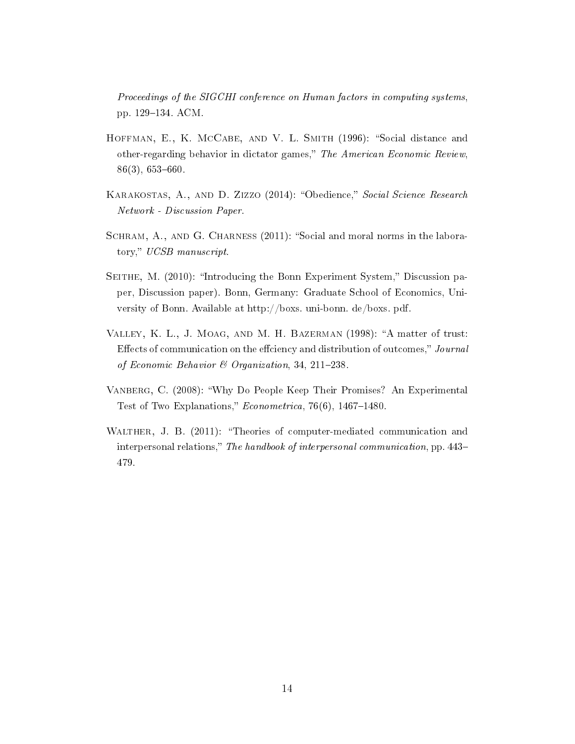*Proceedings of the SIGCHI conference on Human factors in computing systems*, pp. 129–134. ACM.

Hoffman, E., K. McCabe, and V. L. Smith (1996): "Social distance and other-regarding behavior in dictator games," *The American Economic Review*, 86(3), 653–660.

Karakostas, A., and D. Zizzo (2014): "Obedience," *Social Science Research Network - Discussion Paper*.

Schram, A., and G. Charness (2011): "Social and moral norms in the laboratory," *UCSB manuscript*.

Seithe, M. (2010): "Introducing the Bonn Experiment System," Discussion paper, Discussion paper). Bonn, Germany: Graduate School of Economics, University of Bonn. Available at http://boxs. uni-bonn. de/boxs. pdf.

Valley, K. L., J. Moag, and M. H. Bazerman (1998): "A matter of trust: Effects of communication on the effciency and distribution of outcomes," *Journal of Economic Behavior & Organization*, 34, 211–238.

Vanberg, C. (2008): "Why Do People Keep Their Promises? An Experimental Test of Two Explanations," *Econometrica*, 76(6), 1467–1480.

Walther, J. B. (2011): "Theories of computer-mediated communication and interpersonal relations," *The handbook of interpersonal communication*, pp. 443–479.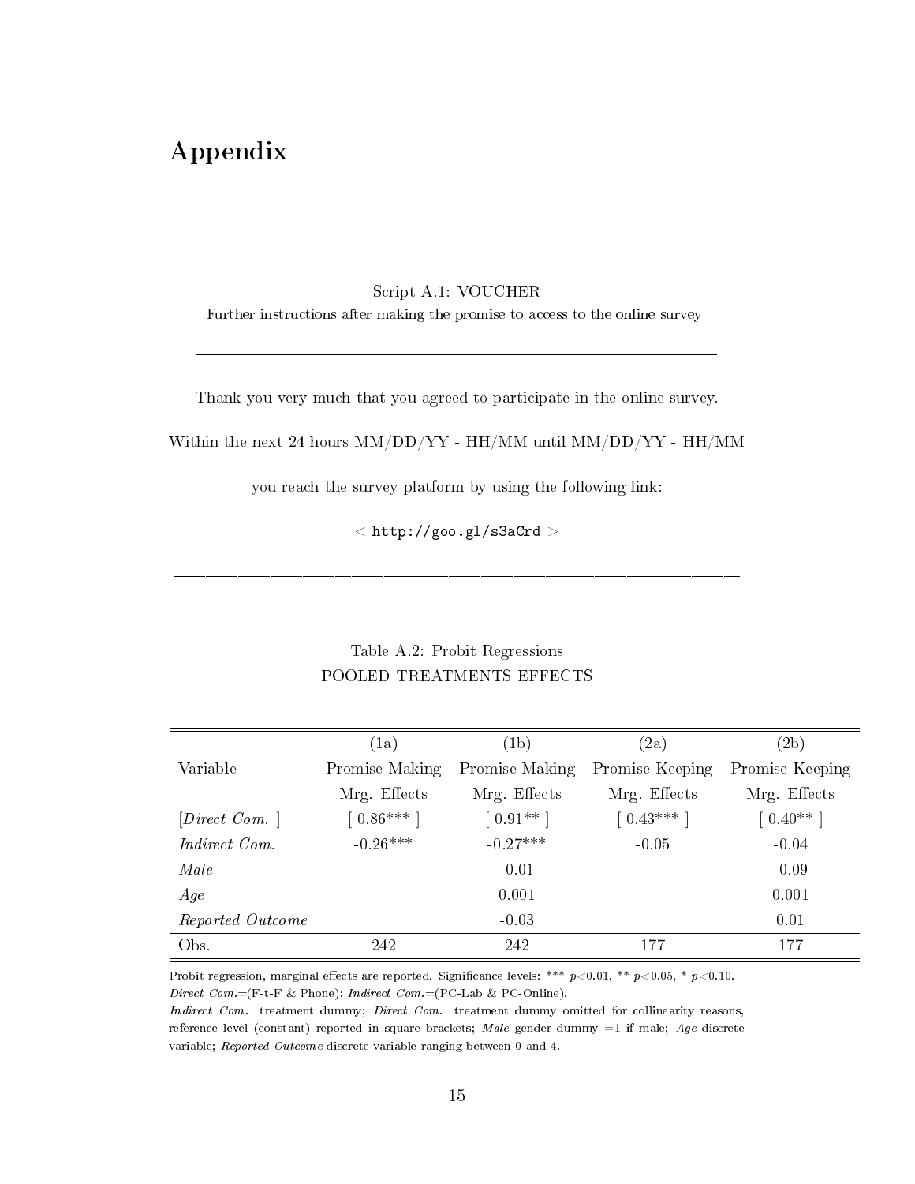# Appendix

Script A.1: VOUCHER

Further instructions after making the promise to access to the online survey

---

Thank you very much that you agreed to participate in the online survey.

Within the next 24 hours MM/DD/YY - HH/MM until MM/DD/YY - HH/MM

you reach the survey platform by using the following link:

< `http://goo.gl/s3aCrd` >

---

Table A.2: Probit Regressions

POOLED TREATMENTS EFFECTS

| Variable | (1a) Promise-Making Mrg. Effects | (1b) Promise-Making Mrg. Effects | (2a) Promise-Keeping Mrg. Effects | (2b) Promise-Keeping Mrg. Effects |
|---|---|---|---|---|
| [*Direct Com.* ] | [ 0.86*** ] | [ 0.91** ] | [ 0.43*** ] | [ 0.40** ] |
| *Indirect Com.* | -0.26*** | -0.27*** | -0.05 | -0.04 |
| *Male* | | -0.01 | | -0.09 |
| *Age* | | 0.001 | | 0.001 |
| *Reported Outcome* | | -0.03 | | 0.01 |
| Obs. | 242 | 242 | 177 | 177 |

Probit regression, marginal effects are reported. Significance levels: *** $p<0.01$, ** $p<0.05$, * $p<0.10$.
*Direct Com.*=(F-t-F & Phone); *Indirect Com.*=(PC-Lab & PC-Online).
*Indirect Com.* treatment dummy; *Direct Com.* treatment dummy omitted for collinearity reasons, reference level (constant) reported in square brackets; *Male* gender dummy =1 if male; *Age* discrete variable; *Reported Outcome* discrete variable ranging between 0 and 4.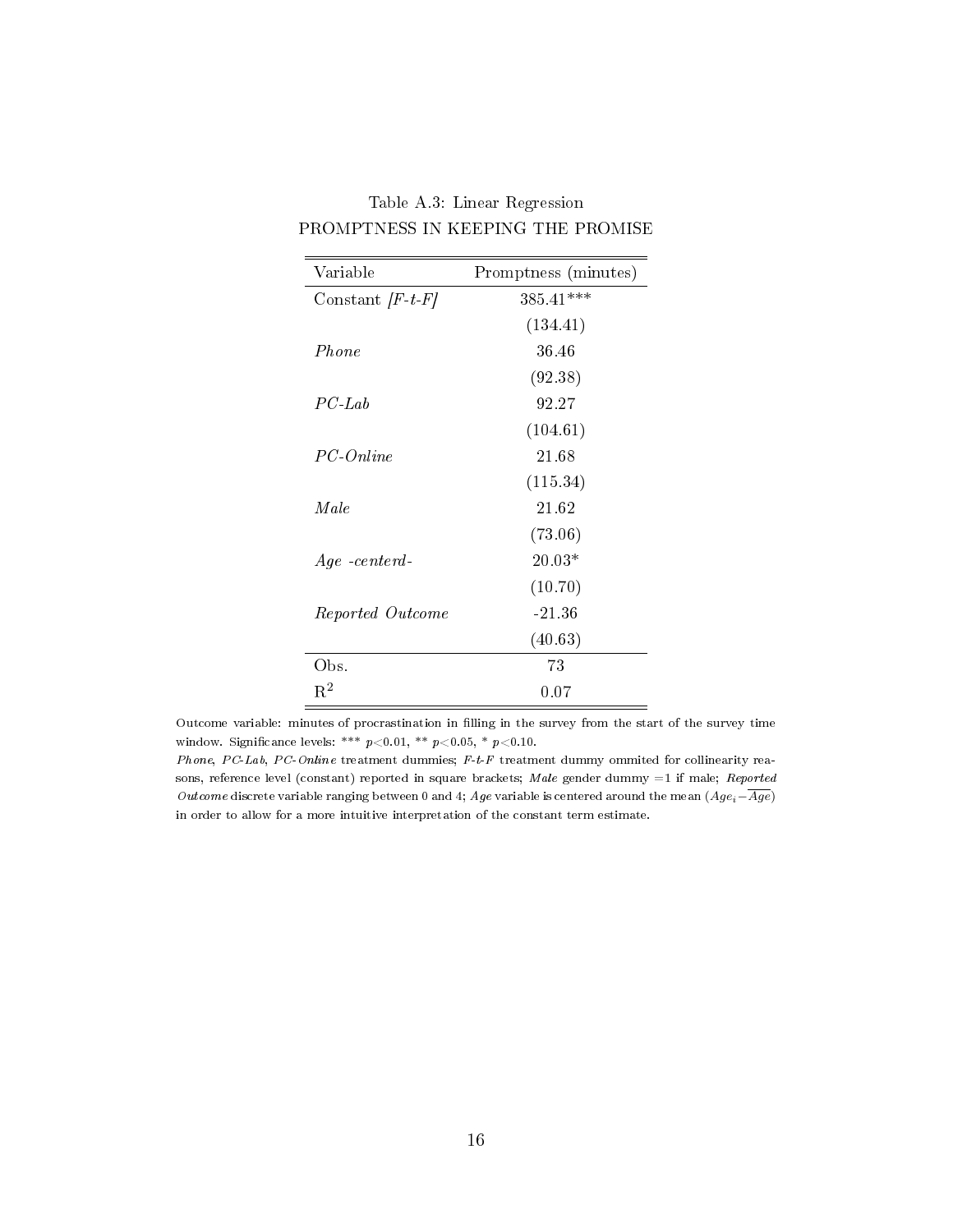Table A.3: Linear Regression

PROMPTNESS IN KEEPING THE PROMISE

| Variable | Promptness (minutes) |
|---|---|
| Constant *[F-t-F]* | 385.41*** |
| | (134.41) |
| *Phone* | 36.46 |
| | (92.38) |
| *PC-Lab* | 92.27 |
| | (104.61) |
| *PC-Online* | 21.68 |
| | (115.34) |
| *Male* | 21.62 |
| | (73.06) |
| *Age -centerd-* | 20.03* |
| | (10.70) |
| *Reported Outcome* | -21.36 |
| | (40.63) |
| Obs. | 73 |
| $R^2$ | 0.07 |

Outcome variable: minutes of procrastination in filling in the survey from the start of the survey time window. Significance levels: *** $p<0.01$, ** $p<0.05$, * $p<0.10$.

*Phone*, *PC-Lab*, *PC-Online* treatment dummies; *F-t-F* treatment dummy ommited for collinearity reasons, reference level (constant) reported in square brackets; *Male* gender dummy =1 if male; *Reported Outcome* discrete variable ranging between 0 and 4; *Age* variable is centered around the mean ($Age_i - \overline{Age}$) in order to allow for a more intuitive interpretation of the constant term estimate.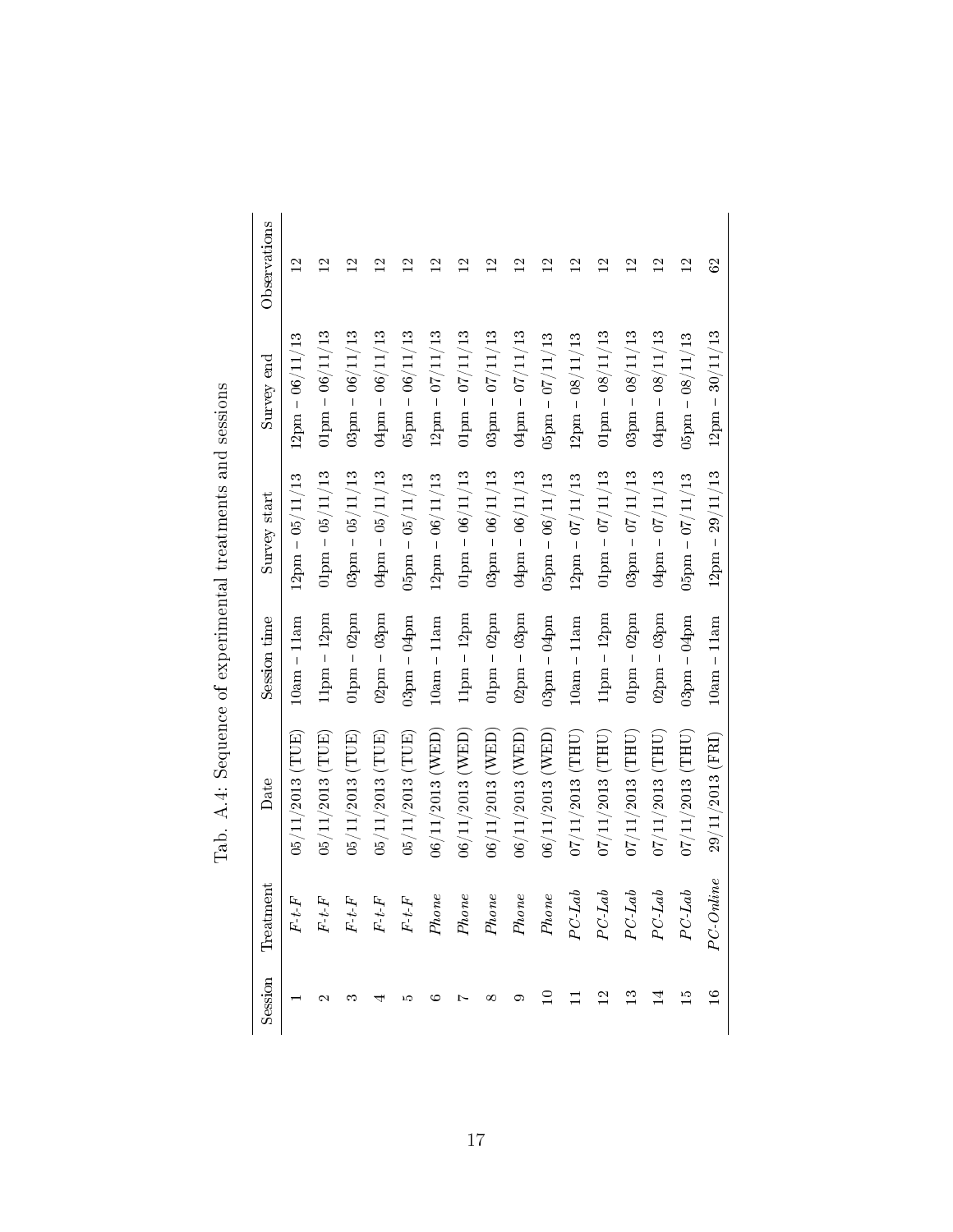Tab. A.4: Sequence of experimental treatments and sessions

| Session | Treatment | Date | Session time | Survey start | Survey end | Observations |
|---|---|---|---|---|---|---|
| 1 | *F-t-F* | 05/11/2013 (TUE) | 10am – 11am | 12pm – 05/11/13 | 12pm – 06/11/13 | 12 |
| 2 | *F-t-F* | 05/11/2013 (TUE) | 11pm – 12pm | 01pm – 05/11/13 | 01pm – 06/11/13 | 12 |
| 3 | *F-t-F* | 05/11/2013 (TUE) | 01pm – 02pm | 03pm – 05/11/13 | 03pm – 06/11/13 | 12 |
| 4 | *F-t-F* | 05/11/2013 (TUE) | 02pm – 03pm | 04pm – 05/11/13 | 04pm – 06/11/13 | 12 |
| 5 | *F-t-F* | 05/11/2013 (TUE) | 03pm – 04pm | 05pm – 05/11/13 | 05pm – 06/11/13 | 12 |
| 6 | *Phone* | 06/11/2013 (WED) | 10am – 11am | 12pm – 06/11/13 | 12pm – 07/11/13 | 12 |
| 7 | *Phone* | 06/11/2013 (WED) | 11pm – 12pm | 01pm – 06/11/13 | 01pm – 07/11/13 | 12 |
| 8 | *Phone* | 06/11/2013 (WED) | 01pm – 02pm | 03pm – 06/11/13 | 03pm – 07/11/13 | 12 |
| 9 | *Phone* | 06/11/2013 (WED) | 02pm – 03pm | 04pm – 06/11/13 | 04pm – 07/11/13 | 12 |
| 10 | *Phone* | 06/11/2013 (WED) | 03pm – 04pm | 05pm – 06/11/13 | 05pm – 07/11/13 | 12 |
| 11 | *PC-Lab* | 07/11/2013 (THU) | 10am – 11am | 12pm – 07/11/13 | 12pm – 08/11/13 | 12 |
| 12 | *PC-Lab* | 07/11/2013 (THU) | 11pm – 12pm | 01pm – 07/11/13 | 01pm – 08/11/13 | 12 |
| 13 | *PC-Lab* | 07/11/2013 (THU) | 01pm – 02pm | 03pm – 07/11/13 | 03pm – 08/11/13 | 12 |
| 14 | *PC-Lab* | 07/11/2013 (THU) | 02pm – 03pm | 04pm – 07/11/13 | 04pm – 08/11/13 | 12 |
| 15 | *PC-Lab* | 07/11/2013 (THU) | 03pm – 04pm | 05pm – 07/11/13 | 05pm – 08/11/13 | 12 |
| 16 | *PC-Online* | 29/11/2013 (FRI) | 10am – 11am | 12pm – 29/11/13 | 12pm – 30/11/13 | 62 |